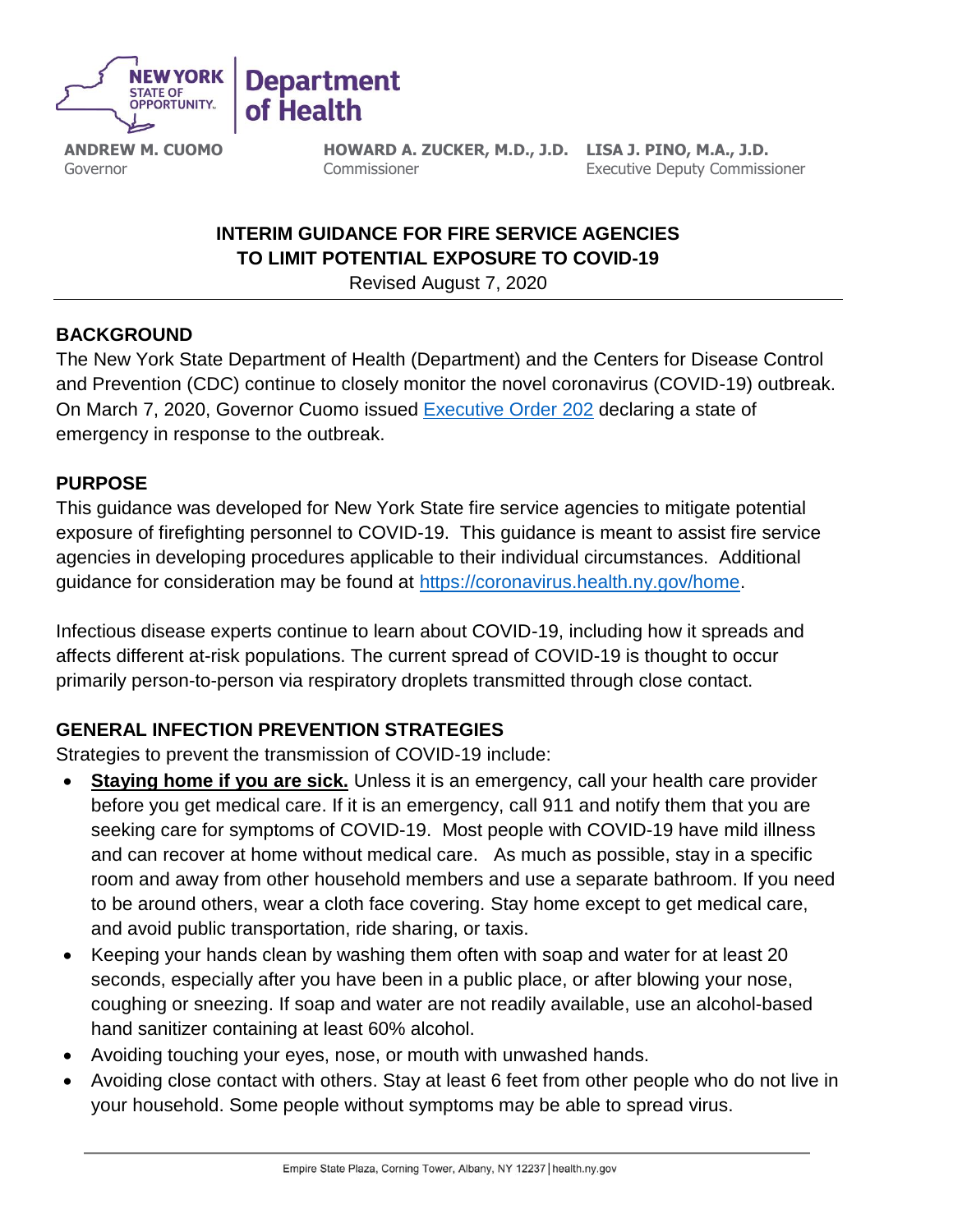NEW YORK STATE OF OPPORTUNITY. | Department of Health

**ANDREW M. CUOMO**
Governor

**HOWARD A. ZUCKER, M.D., J.D.**
Commissioner

**LISA J. PINO, M.A., J.D.**
Executive Deputy Commissioner

# INTERIM GUIDANCE FOR FIRE SERVICE AGENCIES TO LIMIT POTENTIAL EXPOSURE TO COVID-19

Revised August 7, 2020

## BACKGROUND

The New York State Department of Health (Department) and the Centers for Disease Control and Prevention (CDC) continue to closely monitor the novel coronavirus (COVID-19) outbreak. On March 7, 2020, Governor Cuomo issued Executive Order 202 declaring a state of emergency in response to the outbreak.

## PURPOSE

This guidance was developed for New York State fire service agencies to mitigate potential exposure of firefighting personnel to COVID-19. This guidance is meant to assist fire service agencies in developing procedures applicable to their individual circumstances. Additional guidance for consideration may be found at https://coronavirus.health.ny.gov/home.

Infectious disease experts continue to learn about COVID-19, including how it spreads and affects different at-risk populations. The current spread of COVID-19 is thought to occur primarily person-to-person via respiratory droplets transmitted through close contact.

## GENERAL INFECTION PREVENTION STRATEGIES

Strategies to prevent the transmission of COVID-19 include:

- **Staying home if you are sick.** Unless it is an emergency, call your health care provider before you get medical care. If it is an emergency, call 911 and notify them that you are seeking care for symptoms of COVID-19. Most people with COVID-19 have mild illness and can recover at home without medical care. As much as possible, stay in a specific room and away from other household members and use a separate bathroom. If you need to be around others, wear a cloth face covering. Stay home except to get medical care, and avoid public transportation, ride sharing, or taxis.
- Keeping your hands clean by washing them often with soap and water for at least 20 seconds, especially after you have been in a public place, or after blowing your nose, coughing or sneezing. If soap and water are not readily available, use an alcohol-based hand sanitizer containing at least 60% alcohol.
- Avoiding touching your eyes, nose, or mouth with unwashed hands.
- Avoiding close contact with others. Stay at least 6 feet from other people who do not live in your household. Some people without symptoms may be able to spread virus.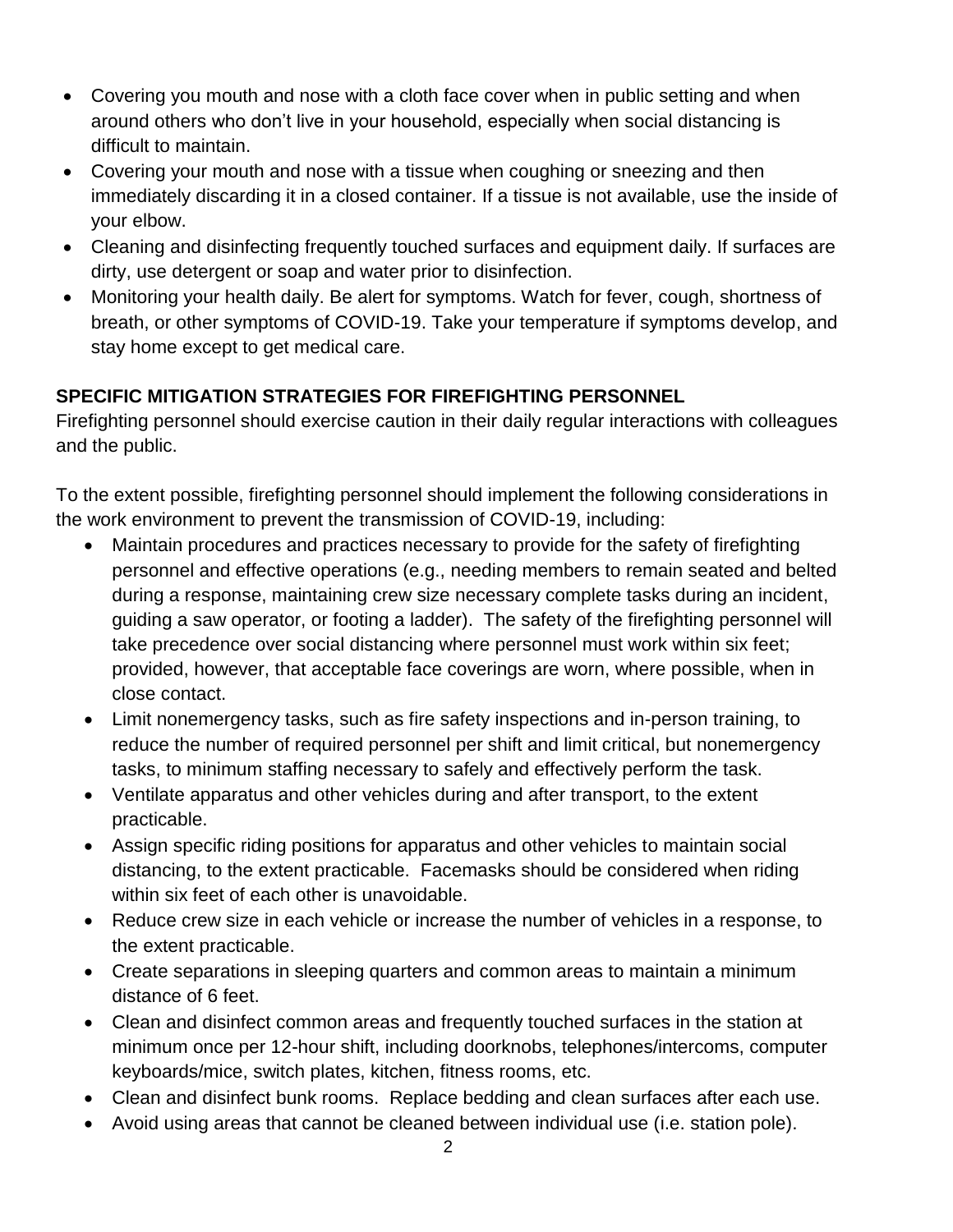- Covering you mouth and nose with a cloth face cover when in public setting and when around others who don't live in your household, especially when social distancing is difficult to maintain.
- Covering your mouth and nose with a tissue when coughing or sneezing and then immediately discarding it in a closed container. If a tissue is not available, use the inside of your elbow.
- Cleaning and disinfecting frequently touched surfaces and equipment daily. If surfaces are dirty, use detergent or soap and water prior to disinfection.
- Monitoring your health daily. Be alert for symptoms. Watch for fever, cough, shortness of breath, or other symptoms of COVID-19. Take your temperature if symptoms develop, and stay home except to get medical care.

**SPECIFIC MITIGATION STRATEGIES FOR FIREFIGHTING PERSONNEL**

Firefighting personnel should exercise caution in their daily regular interactions with colleagues and the public.

To the extent possible, firefighting personnel should implement the following considerations in the work environment to prevent the transmission of COVID-19, including:

- Maintain procedures and practices necessary to provide for the safety of firefighting personnel and effective operations (e.g., needing members to remain seated and belted during a response, maintaining crew size necessary complete tasks during an incident, guiding a saw operator, or footing a ladder). The safety of the firefighting personnel will take precedence over social distancing where personnel must work within six feet; provided, however, that acceptable face coverings are worn, where possible, when in close contact.
- Limit nonemergency tasks, such as fire safety inspections and in-person training, to reduce the number of required personnel per shift and limit critical, but nonemergency tasks, to minimum staffing necessary to safely and effectively perform the task.
- Ventilate apparatus and other vehicles during and after transport, to the extent practicable.
- Assign specific riding positions for apparatus and other vehicles to maintain social distancing, to the extent practicable. Facemasks should be considered when riding within six feet of each other is unavoidable.
- Reduce crew size in each vehicle or increase the number of vehicles in a response, to the extent practicable.
- Create separations in sleeping quarters and common areas to maintain a minimum distance of 6 feet.
- Clean and disinfect common areas and frequently touched surfaces in the station at minimum once per 12-hour shift, including doorknobs, telephones/intercoms, computer keyboards/mice, switch plates, kitchen, fitness rooms, etc.
- Clean and disinfect bunk rooms. Replace bedding and clean surfaces after each use.
- Avoid using areas that cannot be cleaned between individual use (i.e. station pole).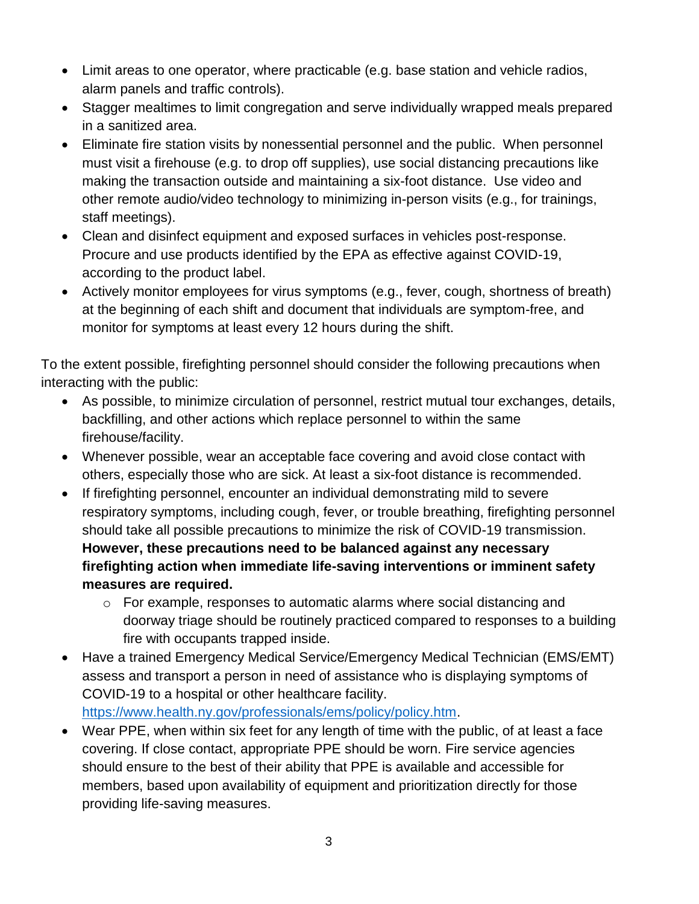- Limit areas to one operator, where practicable (e.g. base station and vehicle radios, alarm panels and traffic controls).
- Stagger mealtimes to limit congregation and serve individually wrapped meals prepared in a sanitized area.
- Eliminate fire station visits by nonessential personnel and the public. When personnel must visit a firehouse (e.g. to drop off supplies), use social distancing precautions like making the transaction outside and maintaining a six-foot distance. Use video and other remote audio/video technology to minimizing in-person visits (e.g., for trainings, staff meetings).
- Clean and disinfect equipment and exposed surfaces in vehicles post-response. Procure and use products identified by the EPA as effective against COVID-19, according to the product label.
- Actively monitor employees for virus symptoms (e.g., fever, cough, shortness of breath) at the beginning of each shift and document that individuals are symptom-free, and monitor for symptoms at least every 12 hours during the shift.

To the extent possible, firefighting personnel should consider the following precautions when interacting with the public:

- As possible, to minimize circulation of personnel, restrict mutual tour exchanges, details, backfilling, and other actions which replace personnel to within the same firehouse/facility.
- Whenever possible, wear an acceptable face covering and avoid close contact with others, especially those who are sick. At least a six-foot distance is recommended.
- If firefighting personnel, encounter an individual demonstrating mild to severe respiratory symptoms, including cough, fever, or trouble breathing, firefighting personnel should take all possible precautions to minimize the risk of COVID-19 transmission. **However, these precautions need to be balanced against any necessary firefighting action when immediate life-saving interventions or imminent safety measures are required.**
  - For example, responses to automatic alarms where social distancing and doorway triage should be routinely practiced compared to responses to a building fire with occupants trapped inside.
- Have a trained Emergency Medical Service/Emergency Medical Technician (EMS/EMT) assess and transport a person in need of assistance who is displaying symptoms of COVID-19 to a hospital or other healthcare facility. https://www.health.ny.gov/professionals/ems/policy/policy.htm.
- Wear PPE, when within six feet for any length of time with the public, of at least a face covering. If close contact, appropriate PPE should be worn. Fire service agencies should ensure to the best of their ability that PPE is available and accessible for members, based upon availability of equipment and prioritization directly for those providing life-saving measures.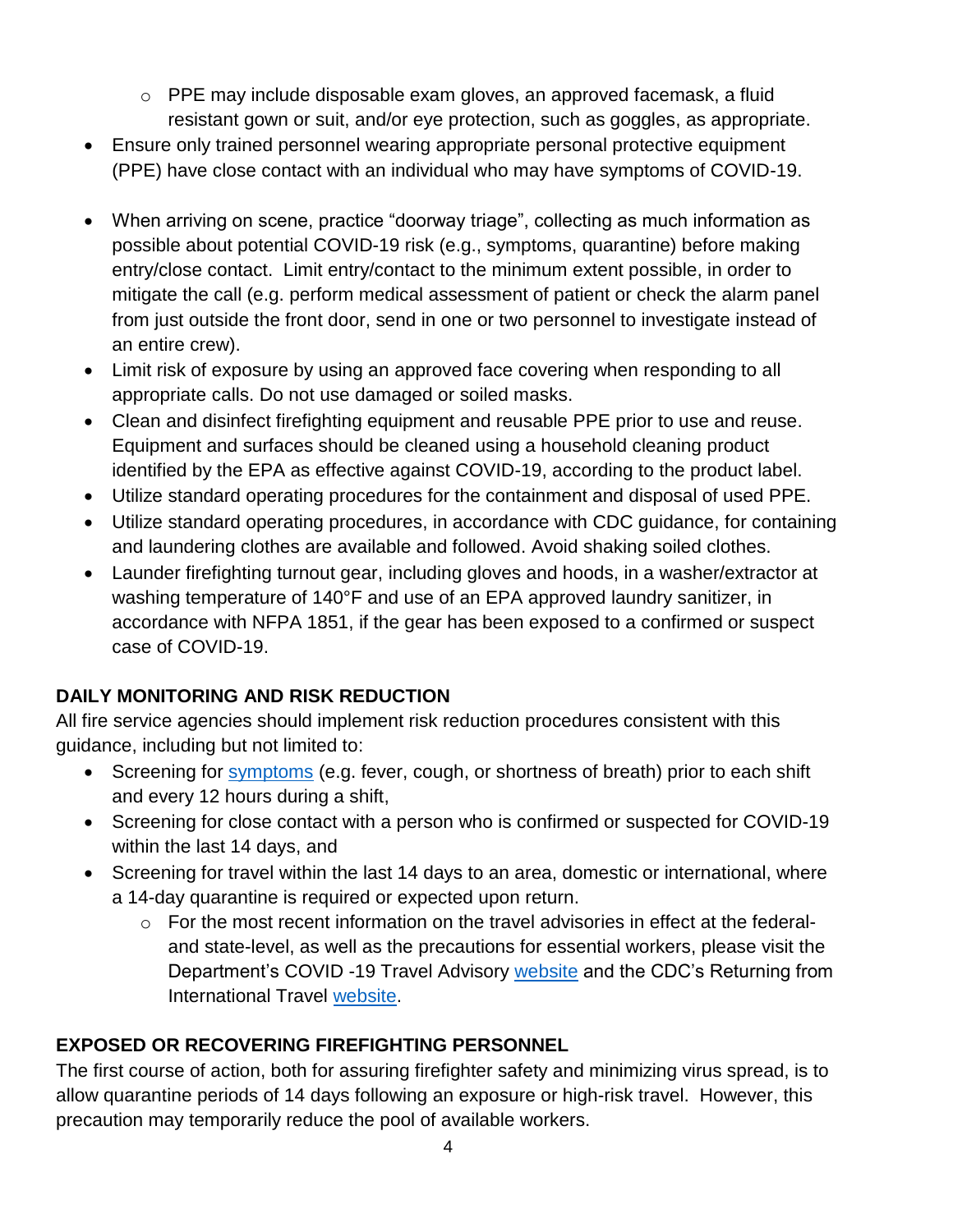- PPE may include disposable exam gloves, an approved facemask, a fluid resistant gown or suit, and/or eye protection, such as goggles, as appropriate.
- Ensure only trained personnel wearing appropriate personal protective equipment (PPE) have close contact with an individual who may have symptoms of COVID-19.
- When arriving on scene, practice "doorway triage", collecting as much information as possible about potential COVID-19 risk (e.g., symptoms, quarantine) before making entry/close contact. Limit entry/contact to the minimum extent possible, in order to mitigate the call (e.g. perform medical assessment of patient or check the alarm panel from just outside the front door, send in one or two personnel to investigate instead of an entire crew).
- Limit risk of exposure by using an approved face covering when responding to all appropriate calls. Do not use damaged or soiled masks.
- Clean and disinfect firefighting equipment and reusable PPE prior to use and reuse. Equipment and surfaces should be cleaned using a household cleaning product identified by the EPA as effective against COVID-19, according to the product label.
- Utilize standard operating procedures for the containment and disposal of used PPE.
- Utilize standard operating procedures, in accordance with CDC guidance, for containing and laundering clothes are available and followed. Avoid shaking soiled clothes.
- Launder firefighting turnout gear, including gloves and hoods, in a washer/extractor at washing temperature of 140°F and use of an EPA approved laundry sanitizer, in accordance with NFPA 1851, if the gear has been exposed to a confirmed or suspect case of COVID-19.

## DAILY MONITORING AND RISK REDUCTION

All fire service agencies should implement risk reduction procedures consistent with this guidance, including but not limited to:

- Screening for symptoms (e.g. fever, cough, or shortness of breath) prior to each shift and every 12 hours during a shift,
- Screening for close contact with a person who is confirmed or suspected for COVID-19 within the last 14 days, and
- Screening for travel within the last 14 days to an area, domestic or international, where a 14-day quarantine is required or expected upon return.
  - For the most recent information on the travel advisories in effect at the federal- and state-level, as well as the precautions for essential workers, please visit the Department's COVID -19 Travel Advisory website and the CDC's Returning from International Travel website.

## EXPOSED OR RECOVERING FIREFIGHTING PERSONNEL

The first course of action, both for assuring firefighter safety and minimizing virus spread, is to allow quarantine periods of 14 days following an exposure or high-risk travel. However, this precaution may temporarily reduce the pool of available workers.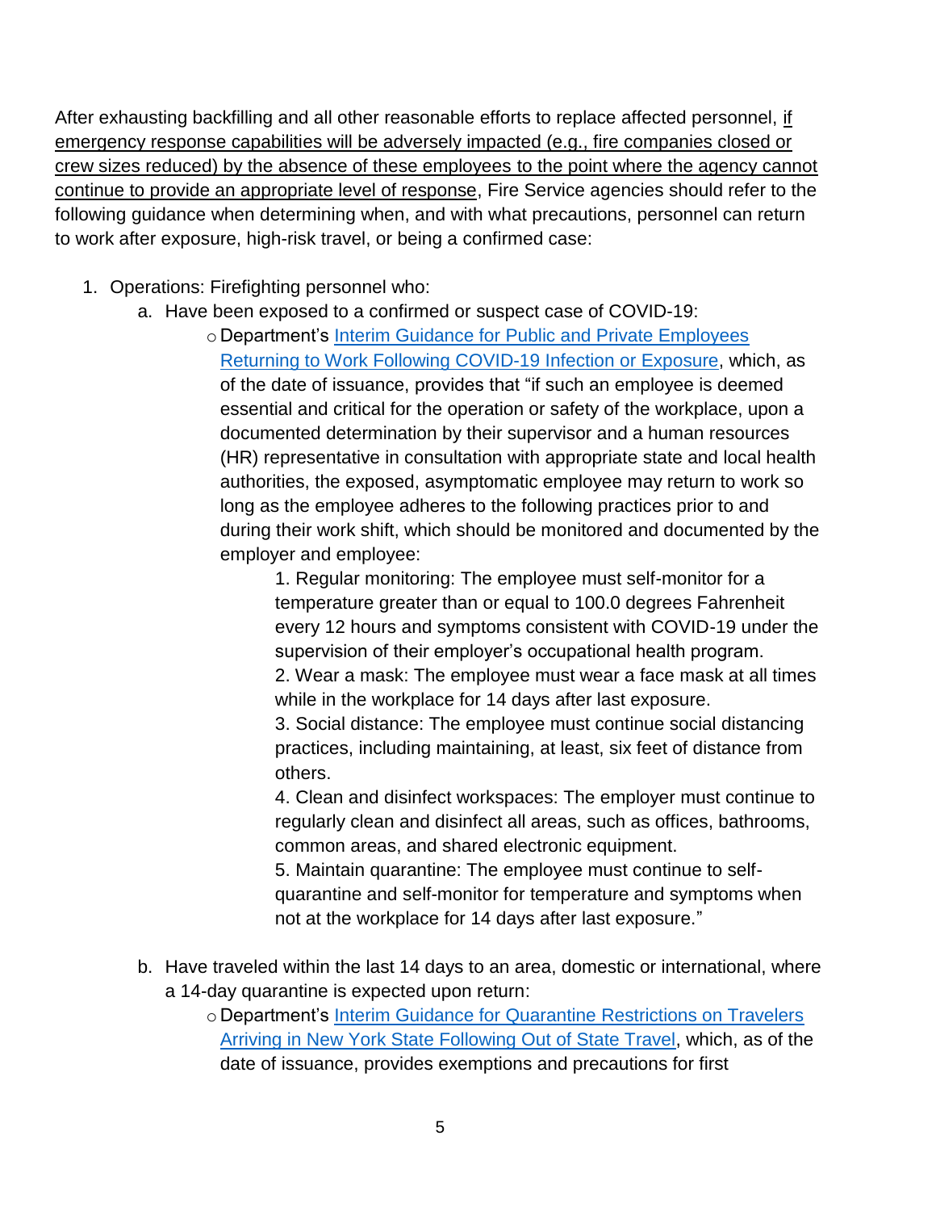After exhausting backfilling and all other reasonable efforts to replace affected personnel, <u>if emergency response capabilities will be adversely impacted (e.g., fire companies closed or crew sizes reduced) by the absence of these employees to the point where the agency cannot continue to provide an appropriate level of response</u>, Fire Service agencies should refer to the following guidance when determining when, and with what precautions, personnel can return to work after exposure, high-risk travel, or being a confirmed case:

1. Operations: Firefighting personnel who:
   a. Have been exposed to a confirmed or suspect case of COVID-19:
      - Department's [Interim Guidance for Public and Private Employees Returning to Work Following COVID-19 Infection or Exposure](), which, as of the date of issuance, provides that "if such an employee is deemed essential and critical for the operation or safety of the workplace, upon a documented determination by their supervisor and a human resources (HR) representative in consultation with appropriate state and local health authorities, the exposed, asymptomatic employee may return to work so long as the employee adheres to the following practices prior to and during their work shift, which should be monitored and documented by the employer and employee:

        1. Regular monitoring: The employee must self-monitor for a temperature greater than or equal to 100.0 degrees Fahrenheit every 12 hours and symptoms consistent with COVID-19 under the supervision of their employer's occupational health program.
        2. Wear a mask: The employee must wear a face mask at all times while in the workplace for 14 days after last exposure.
        3. Social distance: The employee must continue social distancing practices, including maintaining, at least, six feet of distance from others.
        4. Clean and disinfect workspaces: The employer must continue to regularly clean and disinfect all areas, such as offices, bathrooms, common areas, and shared electronic equipment.
        5. Maintain quarantine: The employee must continue to self-quarantine and self-monitor for temperature and symptoms when not at the workplace for 14 days after last exposure."

   b. Have traveled within the last 14 days to an area, domestic or international, where a 14-day quarantine is expected upon return:
      - Department's [Interim Guidance for Quarantine Restrictions on Travelers Arriving in New York State Following Out of State Travel](), which, as of the date of issuance, provides exemptions and precautions for first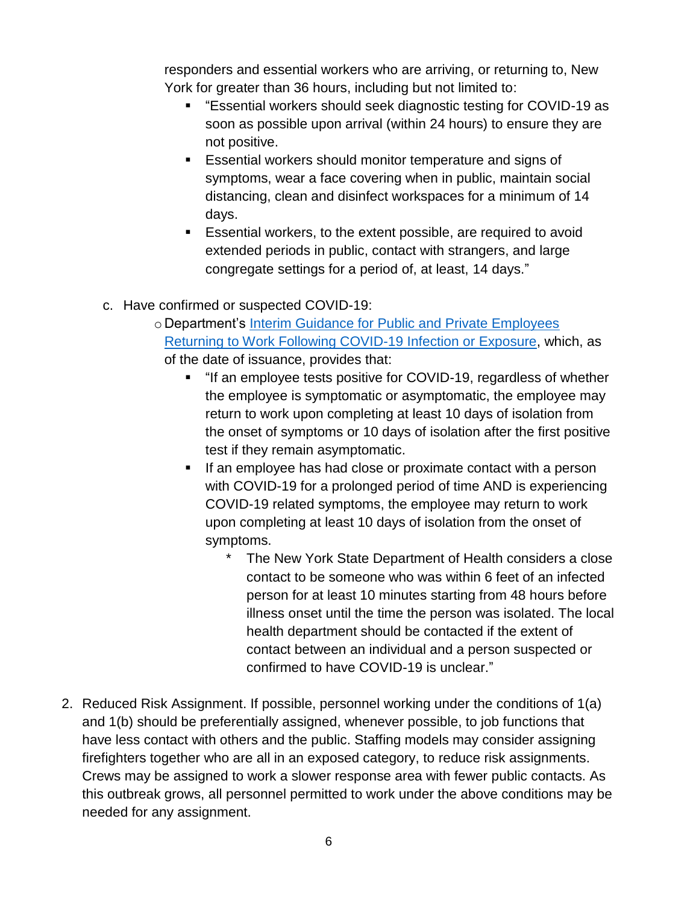responders and essential workers who are arriving, or returning to, New York for greater than 36 hours, including but not limited to:

- "Essential workers should seek diagnostic testing for COVID-19 as soon as possible upon arrival (within 24 hours) to ensure they are not positive.
- Essential workers should monitor temperature and signs of symptoms, wear a face covering when in public, maintain social distancing, clean and disinfect workspaces for a minimum of 14 days.
- Essential workers, to the extent possible, are required to avoid extended periods in public, contact with strangers, and large congregate settings for a period of, at least, 14 days."

c. Have confirmed or suspected COVID-19:

- Department's [Interim Guidance for Public and Private Employees Returning to Work Following COVID-19 Infection or Exposure](), which, as of the date of issuance, provides that:
  - "If an employee tests positive for COVID-19, regardless of whether the employee is symptomatic or asymptomatic, the employee may return to work upon completing at least 10 days of isolation from the onset of symptoms or 10 days of isolation after the first positive test if they remain asymptomatic.
  - If an employee has had close or proximate contact with a person with COVID-19 for a prolonged period of time AND is experiencing COVID-19 related symptoms, the employee may return to work upon completing at least 10 days of isolation from the onset of symptoms.
    - \* The New York State Department of Health considers a close contact to be someone who was within 6 feet of an infected person for at least 10 minutes starting from 48 hours before illness onset until the time the person was isolated. The local health department should be contacted if the extent of contact between an individual and a person suspected or confirmed to have COVID-19 is unclear."

2. Reduced Risk Assignment. If possible, personnel working under the conditions of 1(a) and 1(b) should be preferentially assigned, whenever possible, to job functions that have less contact with others and the public. Staffing models may consider assigning firefighters together who are all in an exposed category, to reduce risk assignments. Crews may be assigned to work a slower response area with fewer public contacts. As this outbreak grows, all personnel permitted to work under the above conditions may be needed for any assignment.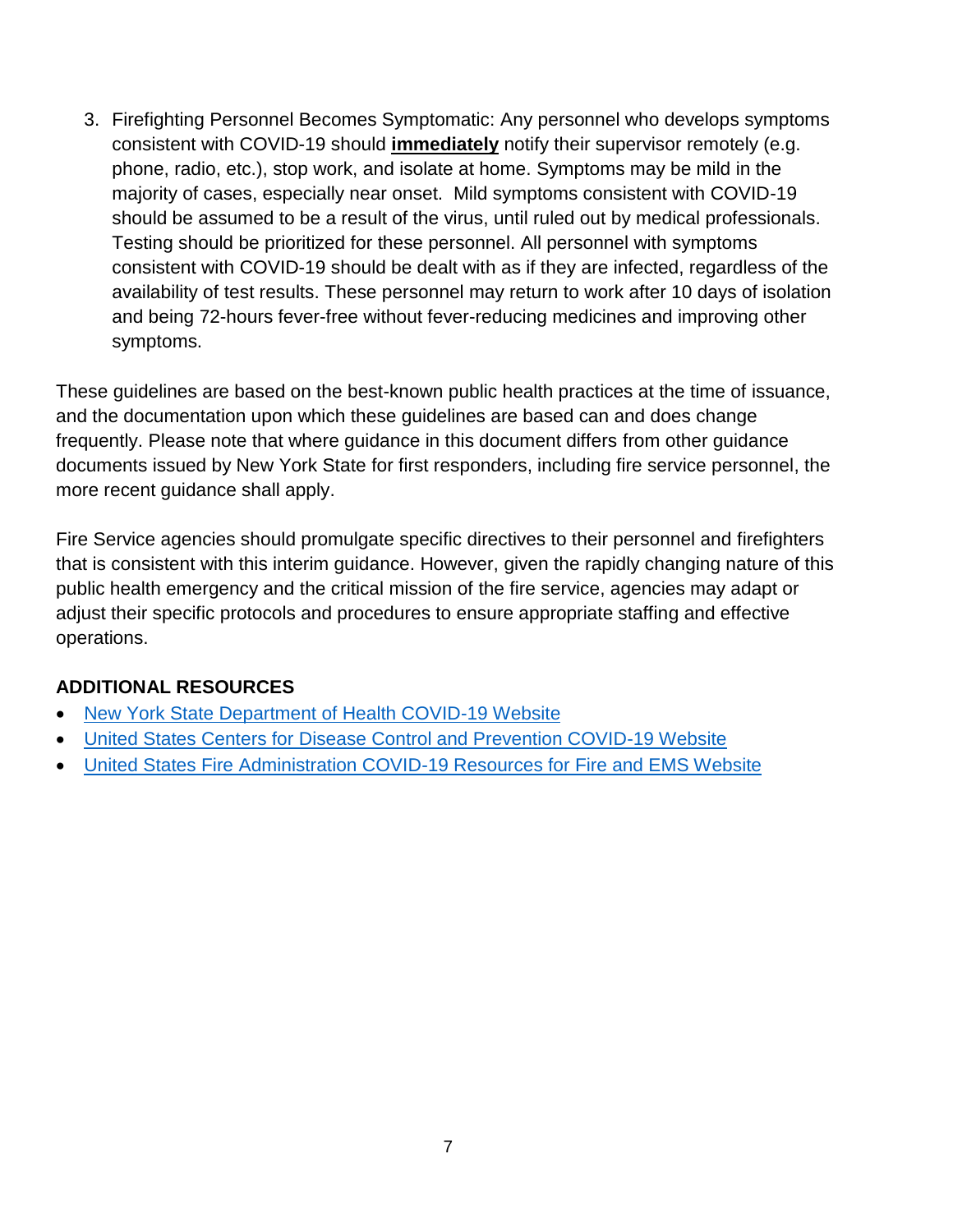3. Firefighting Personnel Becomes Symptomatic: Any personnel who develops symptoms consistent with COVID-19 should **immediately** notify their supervisor remotely (e.g. phone, radio, etc.), stop work, and isolate at home. Symptoms may be mild in the majority of cases, especially near onset. Mild symptoms consistent with COVID-19 should be assumed to be a result of the virus, until ruled out by medical professionals. Testing should be prioritized for these personnel. All personnel with symptoms consistent with COVID-19 should be dealt with as if they are infected, regardless of the availability of test results. These personnel may return to work after 10 days of isolation and being 72-hours fever-free without fever-reducing medicines and improving other symptoms.

These guidelines are based on the best-known public health practices at the time of issuance, and the documentation upon which these guidelines are based can and does change frequently. Please note that where guidance in this document differs from other guidance documents issued by New York State for first responders, including fire service personnel, the more recent guidance shall apply.

Fire Service agencies should promulgate specific directives to their personnel and firefighters that is consistent with this interim guidance. However, given the rapidly changing nature of this public health emergency and the critical mission of the fire service, agencies may adapt or adjust their specific protocols and procedures to ensure appropriate staffing and effective operations.

## ADDITIONAL RESOURCES

- New York State Department of Health COVID-19 Website
- United States Centers for Disease Control and Prevention COVID-19 Website
- United States Fire Administration COVID-19 Resources for Fire and EMS Website